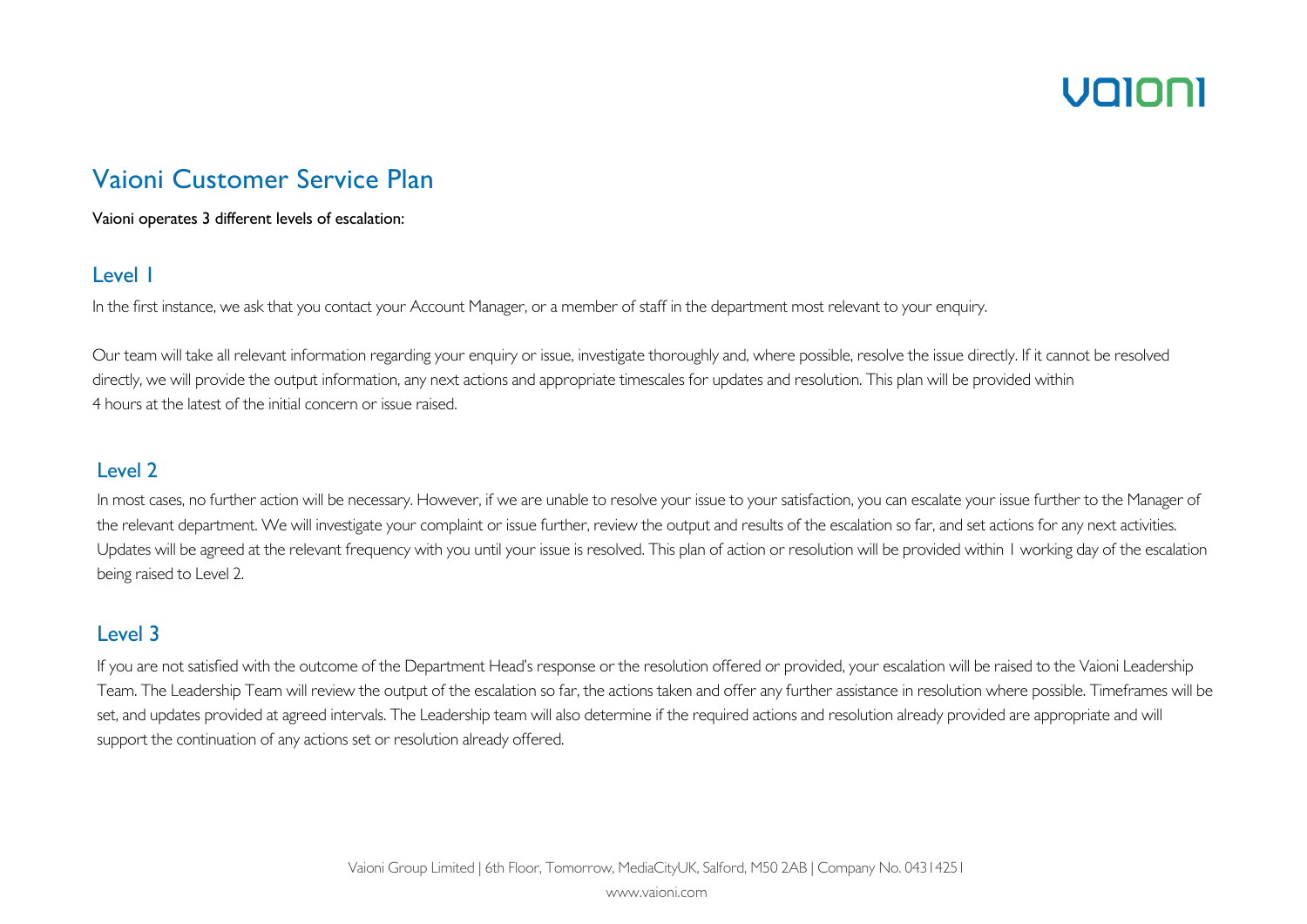# Vaioni Customer Service Plan

Vaioni operates 3 different levels of escalation:

## Level 1

In the first instance, we ask that you contact your Account Manager, or a member of staff in the department most relevant to your enquiry.

Our team will take all relevant information regarding your enquiry or issue, investigate thoroughly and, where possible, resolve the issue directly. If it cannot be resolved directly, we will provide the output information, any next actions and appropriate timescales for updates and resolution. This plan will be provided within 4 hours at the latest of the initial concern or issue raised.

## Level 2

In most cases, no further action will be necessary. However, if we are unable to resolve your issue to your satisfaction, you can escalate your issue further to the Manager of the relevant department. We will investigate your complaint or issue further, review the output and results of the escalation so far, and set actions for any next activities. Updates will be agreed at the relevant frequency with you until your issue is resolved. This plan of action or resolution will be provided within 1 working day of the escalation being raised to Level 2.

## Level 3

If you are not satisfied with the outcome of the Department Head's response or the resolution offered or provided, your escalation will be raised to the Vaioni Leadership Team. The Leadership Team will review the output of the escalation so far, the actions taken and offer any further assistance in resolution where possible. Timeframes will be set, and updates provided at agreed intervals. The Leadership team will also determine if the required actions and resolution already provided are appropriate and will support the continuation of any actions set or resolution already offered.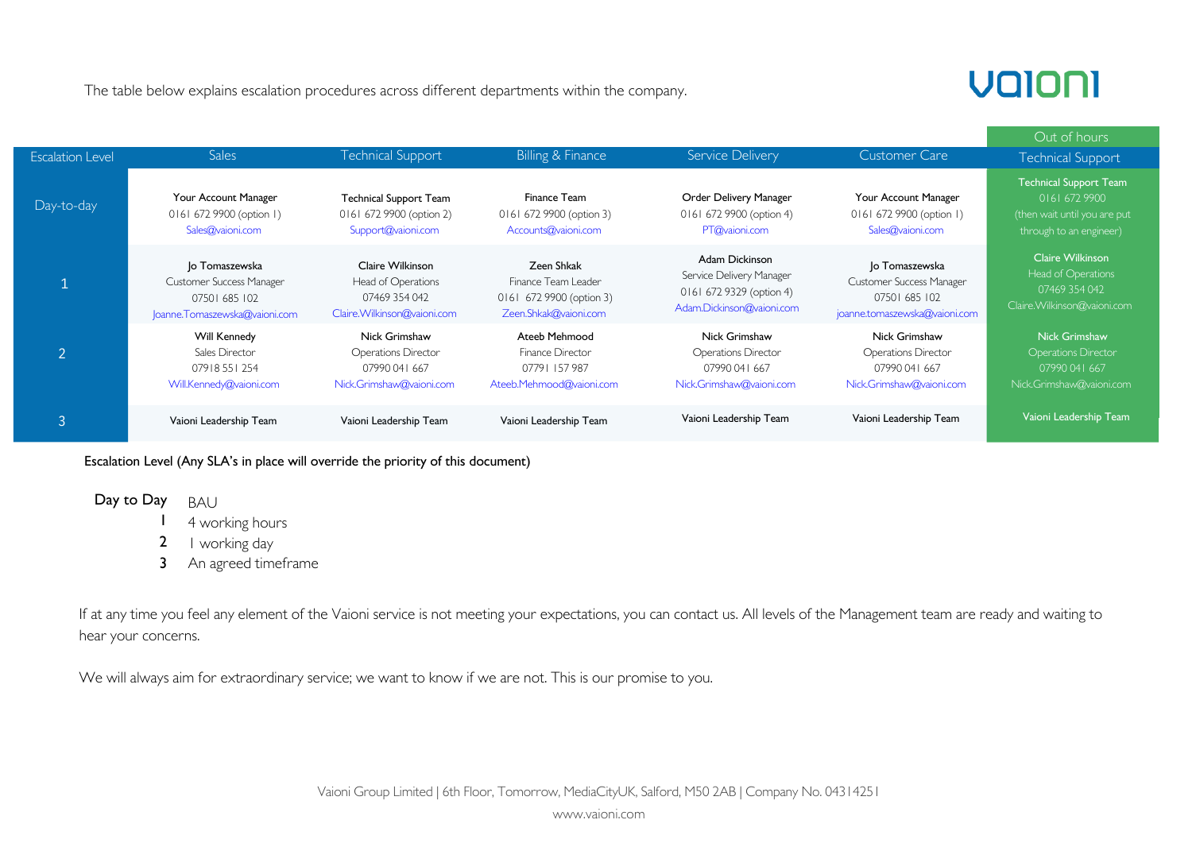The table below explains escalation procedures across different departments within the company.

| Escalation Level | Sales | Technical Support | Billing & Finance | Service Delivery | Customer Care | Out of hours Technical Support |
|---|---|---|---|---|---|---|
| Day-to-day | Your Account Manager<br>0161 672 9900 (option 1)<br>Sales@vaioni.com | Technical Support Team<br>0161 672 9900 (option 2)<br>Support@vaioni.com | Finance Team<br>0161 672 9900 (option 3)<br>Accounts@vaioni.com | Order Delivery Manager<br>0161 672 9900 (option 4)<br>PT@vaioni.com | Your Account Manager<br>0161 672 9900 (option 1)<br>Sales@vaioni.com | Technical Support Team<br>0161 672 9900<br>(then wait until you are put through to an engineer) |
| 1 | Jo Tomaszewska<br>Customer Success Manager<br>07501 685 102<br>Joanne.Tomaszewska@vaioni.com | Claire Wilkinson<br>Head of Operations<br>07469 354 042<br>Claire.Wilkinson@vaioni.com | Zeen Shkak<br>Finance Team Leader<br>0161 672 9900 (option 3)<br>Zeen.Shkak@vaioni.com | Adam Dickinson<br>Service Delivery Manager<br>0161 672 9329 (option 4)<br>Adam.Dickinson@vaioni.com | Jo Tomaszewska<br>Customer Success Manager<br>07501 685 102<br>joanne.tomaszewska@vaioni.com | Claire Wilkinson<br>Head of Operations<br>07469 354 042<br>Claire.Wilkinson@vaioni.com |
| 2 | Will Kennedy<br>Sales Director<br>07918 551 254<br>Will.Kennedy@vaioni.com | Nick Grimshaw<br>Operations Director<br>07990 041 667<br>Nick.Grimshaw@vaioni.com | Ateeb Mehmood<br>Finance Director<br>07791 157 987<br>Ateeb.Mehmood@vaioni.com | Nick Grimshaw<br>Operations Director<br>07990 041 667<br>Nick.Grimshaw@vaioni.com | Nick Grimshaw<br>Operations Director<br>07990 041 667<br>Nick.Grimshaw@vaioni.com | Nick Grimshaw<br>Operations Director<br>07990 041 667<br>Nick.Grimshaw@vaioni.com |
| 3 | Vaioni Leadership Team | Vaioni Leadership Team | Vaioni Leadership Team | Vaioni Leadership Team | Vaioni Leadership Team | Vaioni Leadership Team |

Escalation Level (Any SLA's in place will override the priority of this document)

| | |
|---|---|
| **Day to Day** | BAU |
| **1** | 4 working hours |
| **2** | 1 working day |
| **3** | An agreed timeframe |

If at any time you feel any element of the Vaioni service is not meeting your expectations, you can contact us. All levels of the Management team are ready and waiting to hear your concerns.

We will always aim for extraordinary service; we want to know if we are not. This is our promise to you.

Vaioni Group Limited | 6th Floor, Tomorrow, MediaCityUK, Salford, M50 2AB | Company No. 04314251

www.vaioni.com